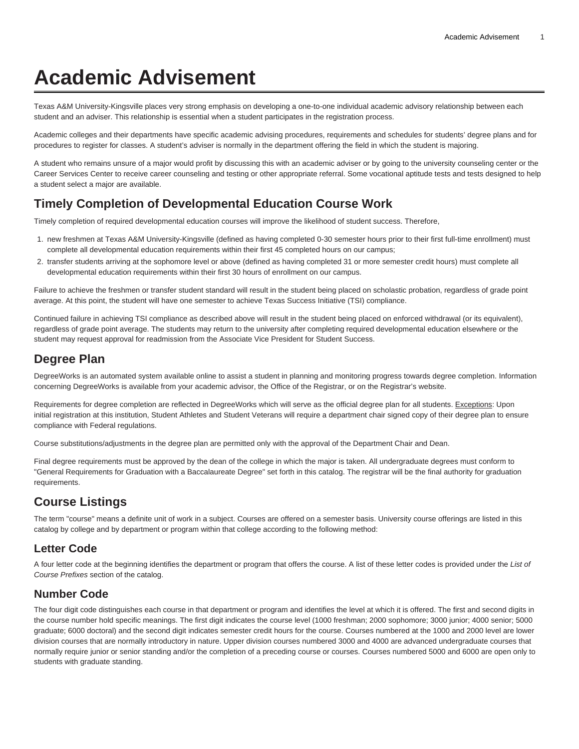# Academic Advisement

Texas A&M University-Kingsville places very strong emphasis on developing a one-to-one individual academic advisory relationship between each student and an adviser. This relationship is essential when a student participates in the registration process.

Academic colleges and their departments have specific academic advising procedures, requirements and schedules for students' degree plans and for procedures to register for classes. A student's adviser is normally in the department offering the field in which the student is majoring.

A student who remains unsure of a major would profit by discussing this with an academic adviser or by going to the university counseling center or the Career Services Center to receive career counseling and testing or other appropriate referral. Some vocational aptitude tests and tests designed to help a student select a major are available.

## Timely Completion of Developmental Education Course Work

Timely completion of required developmental education courses will improve the likelihood of student success. Therefore,

1. new freshmen at Texas A&M University-Kingsville (defined as having completed 0-30 semester hours prior to their first full-time enrollment) must complete all developmental education requirements within their first 45 completed hours on our campus;
2. transfer students arriving at the sophomore level or above (defined as having completed 31 or more semester credit hours) must complete all developmental education requirements within their first 30 hours of enrollment on our campus.

Failure to achieve the freshmen or transfer student standard will result in the student being placed on scholastic probation, regardless of grade point average. At this point, the student will have one semester to achieve Texas Success Initiative (TSI) compliance.

Continued failure in achieving TSI compliance as described above will result in the student being placed on enforced withdrawal (or its equivalent), regardless of grade point average. The students may return to the university after completing required developmental education elsewhere or the student may request approval for readmission from the Associate Vice President for Student Success.

## Degree Plan

DegreeWorks is an automated system available online to assist a student in planning and monitoring progress towards degree completion. Information concerning DegreeWorks is available from your academic advisor, the Office of the Registrar, or on the Registrar's website.

Requirements for degree completion are reflected in DegreeWorks which will serve as the official degree plan for all students. Exceptions: Upon initial registration at this institution, Student Athletes and Student Veterans will require a department chair signed copy of their degree plan to ensure compliance with Federal regulations.

Course substitutions/adjustments in the degree plan are permitted only with the approval of the Department Chair and Dean.

Final degree requirements must be approved by the dean of the college in which the major is taken. All undergraduate degrees must conform to "General Requirements for Graduation with a Baccalaureate Degree" set forth in this catalog. The registrar will be the final authority for graduation requirements.

## Course Listings

The term "course" means a definite unit of work in a subject. Courses are offered on a semester basis. University course offerings are listed in this catalog by college and by department or program within that college according to the following method:

### Letter Code

A four letter code at the beginning identifies the department or program that offers the course. A list of these letter codes is provided under the *List of Course Prefixes* section of the catalog.

### Number Code

The four digit code distinguishes each course in that department or program and identifies the level at which it is offered. The first and second digits in the course number hold specific meanings. The first digit indicates the course level (1000 freshman; 2000 sophomore; 3000 junior; 4000 senior; 5000 graduate; 6000 doctoral) and the second digit indicates semester credit hours for the course. Courses numbered at the 1000 and 2000 level are lower division courses that are normally introductory in nature. Upper division courses numbered 3000 and 4000 are advanced undergraduate courses that normally require junior or senior standing and/or the completion of a preceding course or courses. Courses numbered 5000 and 6000 are open only to students with graduate standing.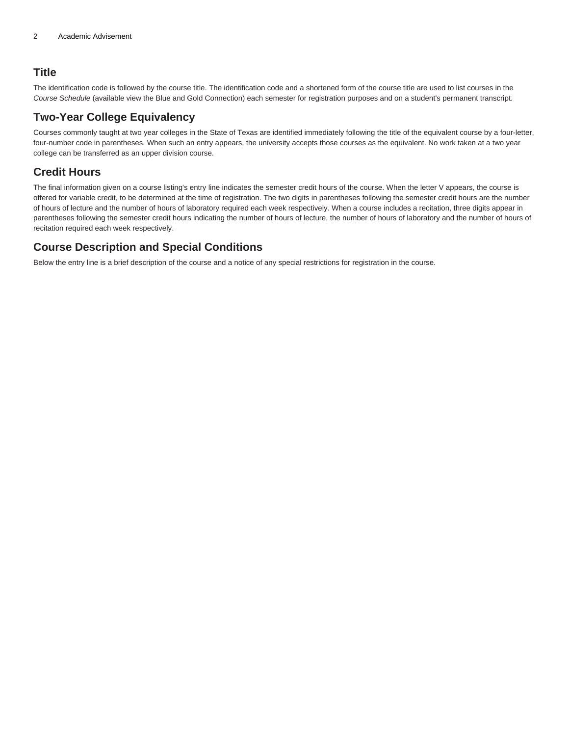## Title

The identification code is followed by the course title. The identification code and a shortened form of the course title are used to list courses in the *Course Schedule* (available view the Blue and Gold Connection) each semester for registration purposes and on a student's permanent transcript.

## Two-Year College Equivalency

Courses commonly taught at two year colleges in the State of Texas are identified immediately following the title of the equivalent course by a four-letter, four-number code in parentheses. When such an entry appears, the university accepts those courses as the equivalent. No work taken at a two year college can be transferred as an upper division course.

## Credit Hours

The final information given on a course listing's entry line indicates the semester credit hours of the course. When the letter V appears, the course is offered for variable credit, to be determined at the time of registration. The two digits in parentheses following the semester credit hours are the number of hours of lecture and the number of hours of laboratory required each week respectively. When a course includes a recitation, three digits appear in parentheses following the semester credit hours indicating the number of hours of lecture, the number of hours of laboratory and the number of hours of recitation required each week respectively.

## Course Description and Special Conditions

Below the entry line is a brief description of the course and a notice of any special restrictions for registration in the course.